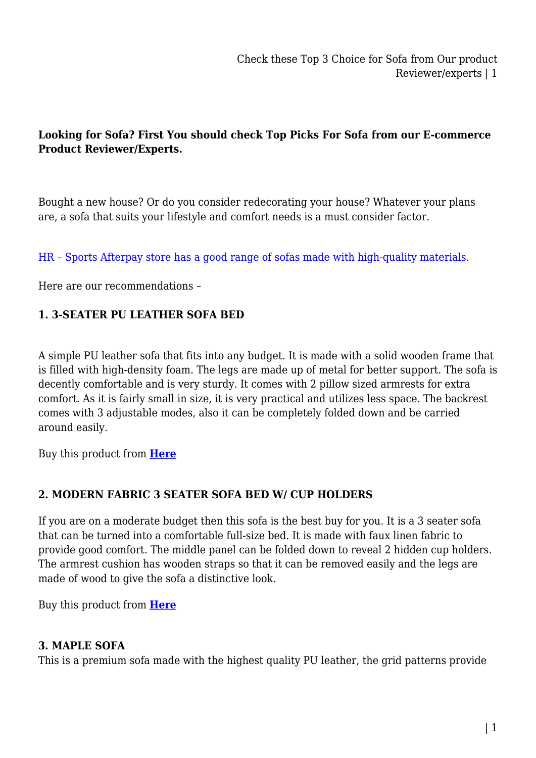**Looking for Sofa? First You should check Top Picks For Sofa from our E-commerce Product Reviewer/Experts.**

Bought a new house? Or do you consider redecorating your house? Whatever your plans are, a sofa that suits your lifestyle and comfort needs is a must consider factor.

HR – Sports Afterpay store has a good range of sofas made with high-quality materials.

Here are our recommendations –

### 1. 3-SEATER PU LEATHER SOFA BED

A simple PU leather sofa that fits into any budget. It is made with a solid wooden frame that is filled with high-density foam. The legs are made up of metal for better support. The sofa is decently comfortable and is very sturdy. It comes with 2 pillow sized armrests for extra comfort. As it is fairly small in size, it is very practical and utilizes less space. The backrest comes with 3 adjustable modes, also it can be completely folded down and be carried around easily.

Buy this product from **Here**

### 2. MODERN FABRIC 3 SEATER SOFA BED W/ CUP HOLDERS

If you are on a moderate budget then this sofa is the best buy for you. It is a 3 seater sofa that can be turned into a comfortable full-size bed. It is made with faux linen fabric to provide good comfort. The middle panel can be folded down to reveal 2 hidden cup holders. The armrest cushion has wooden straps so that it can be removed easily and the legs are made of wood to give the sofa a distinctive look.

Buy this product from **Here**

### 3. MAPLE SOFA

This is a premium sofa made with the highest quality PU leather, the grid patterns provide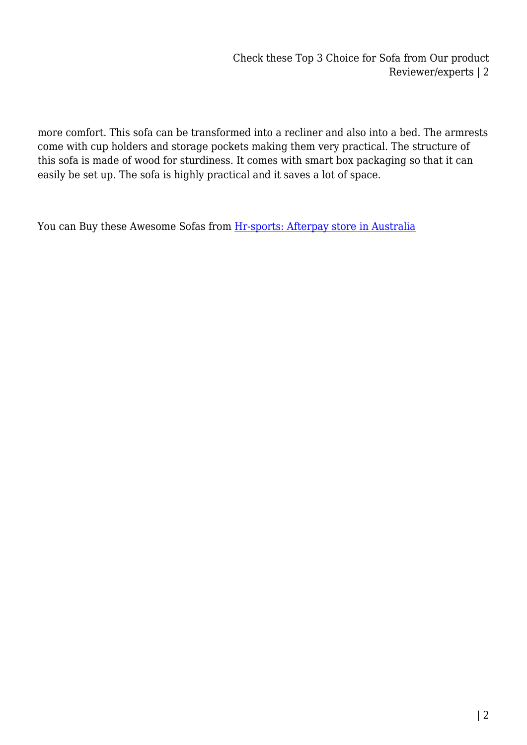more comfort. This sofa can be transformed into a recliner and also into a bed. The armrests come with cup holders and storage pockets making them very practical. The structure of this sofa is made of wood for sturdiness. It comes with smart box packaging so that it can easily be set up. The sofa is highly practical and it saves a lot of space.

You can Buy these Awesome Sofas from Hr-sports: Afterpay store in Australia